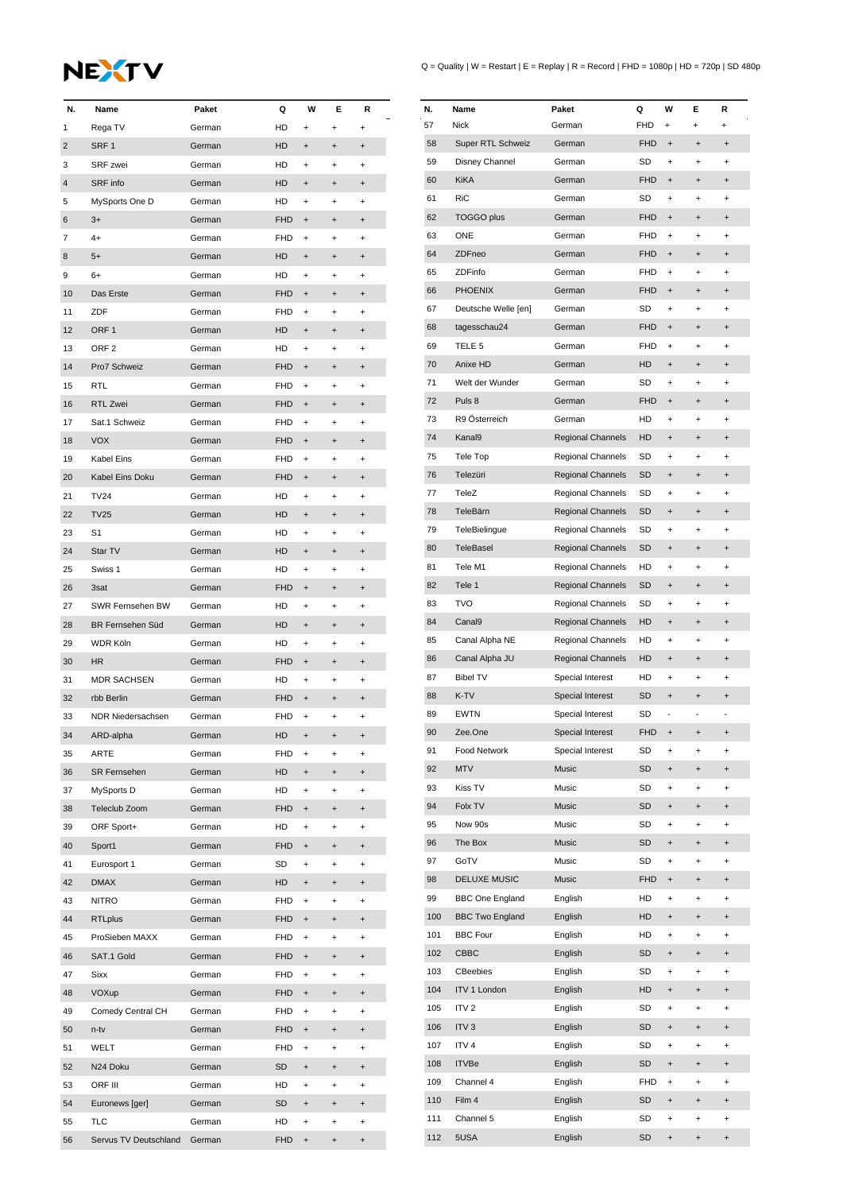# NEXTV

Q = Quality | W = Restart | E = Replay | R = Record | FHD = 1080p | HD = 720p | SD 480p

| N. | Name | Paket | Q | W | E | R |
|---|---|---|---|---|---|---|
| 1 | Rega TV | German | HD | + | + | + |
| 2 | SRF 1 | German | HD | + | + | + |
| 3 | SRF zwei | German | HD | + | + | + |
| 4 | SRF info | German | HD | + | + | + |
| 5 | MySports One D | German | HD | + | + | + |
| 6 | 3+ | German | FHD | + | + | + |
| 7 | 4+ | German | FHD | + | + | + |
| 8 | 5+ | German | HD | + | + | + |
| 9 | 6+ | German | HD | + | + | + |
| 10 | Das Erste | German | FHD | + | + | + |
| 11 | ZDF | German | FHD | + | + | + |
| 12 | ORF 1 | German | HD | + | + | + |
| 13 | ORF 2 | German | HD | + | + | + |
| 14 | Pro7 Schweiz | German | FHD | + | + | + |
| 15 | RTL | German | FHD | + | + | + |
| 16 | RTL Zwei | German | FHD | + | + | + |
| 17 | Sat.1 Schweiz | German | FHD | + | + | + |
| 18 | VOX | German | FHD | + | + | + |
| 19 | Kabel Eins | German | FHD | + | + | + |
| 20 | Kabel Eins Doku | German | FHD | + | + | + |
| 21 | TV24 | German | HD | + | + | + |
| 22 | TV25 | German | HD | + | + | + |
| 23 | S1 | German | HD | + | + | + |
| 24 | Star TV | German | HD | + | + | + |
| 25 | Swiss 1 | German | HD | + | + | + |
| 26 | 3sat | German | FHD | + | + | + |
| 27 | SWR Fernsehen BW | German | HD | + | + | + |
| 28 | BR Fernsehen Süd | German | HD | + | + | + |
| 29 | WDR Köln | German | HD | + | + | + |
| 30 | HR | German | FHD | + | + | + |
| 31 | MDR SACHSEN | German | HD | + | + | + |
| 32 | rbb Berlin | German | FHD | + | + | + |
| 33 | NDR Niedersachsen | German | FHD | + | + | + |
| 34 | ARD-alpha | German | HD | + | + | + |
| 35 | ARTE | German | FHD | + | + | + |
| 36 | SR Fernsehen | German | HD | + | + | + |
| 37 | MySports D | German | HD | + | + | + |
| 38 | Teleclub Zoom | German | FHD | + | + | + |
| 39 | ORF Sport+ | German | HD | + | + | + |
| 40 | Sport1 | German | FHD | + | + | + |
| 41 | Eurosport 1 | German | SD | + | + | + |
| 42 | DMAX | German | HD | + | + | + |
| 43 | NITRO | German | FHD | + | + | + |
| 44 | RTLplus | German | FHD | + | + | + |
| 45 | ProSieben MAXX | German | FHD | + | + | + |
| 46 | SAT.1 Gold | German | FHD | + | + | + |
| 47 | Sixx | German | FHD | + | + | + |
| 48 | VOXup | German | FHD | + | + | + |
| 49 | Comedy Central CH | German | FHD | + | + | + |
| 50 | n-tv | German | FHD | + | + | + |
| 51 | WELT | German | FHD | + | + | + |
| 52 | N24 Doku | German | SD | + | + | + |
| 53 | ORF III | German | HD | + | + | + |
| 54 | Euronews [ger] | German | SD | + | + | + |
| 55 | TLC | German | HD | + | + | + |
| 56 | Servus TV Deutschland | German | FHD | + | + | + |
| 57 | Nick | German | FHD | + | + | + |
| 58 | Super RTL Schweiz | German | FHD | + | + | + |
| 59 | Disney Channel | German | SD | + | + | + |
| 60 | KiKA | German | FHD | + | + | + |
| 61 | RiC | German | SD | + | + | + |
| 62 | TOGGO plus | German | FHD | + | + | + |
| 63 | ONE | German | FHD | + | + | + |
| 64 | ZDFneo | German | FHD | + | + | + |
| 65 | ZDFinfo | German | FHD | + | + | + |
| 66 | PHOENIX | German | FHD | + | + | + |
| 67 | Deutsche Welle [en] | German | SD | + | + | + |
| 68 | tagesschau24 | German | FHD | + | + | + |
| 69 | TELE 5 | German | FHD | + | + | + |
| 70 | Anixe HD | German | HD | + | + | + |
| 71 | Welt der Wunder | German | SD | + | + | + |
| 72 | Puls 8 | German | FHD | + | + | + |
| 73 | R9 Österreich | German | HD | + | + | + |
| 74 | Kanal9 | Regional Channels | HD | + | + | + |
| 75 | Tele Top | Regional Channels | SD | + | + | + |
| 76 | Telezüri | Regional Channels | SD | + | + | + |
| 77 | TeleZ | Regional Channels | SD | + | + | + |
| 78 | TeleBärn | Regional Channels | SD | + | + | + |
| 79 | TeleBielingue | Regional Channels | SD | + | + | + |
| 80 | TeleBasel | Regional Channels | SD | + | + | + |
| 81 | Tele M1 | Regional Channels | HD | + | + | + |
| 82 | Tele 1 | Regional Channels | SD | + | + | + |
| 83 | TVO | Regional Channels | SD | + | + | + |
| 84 | Canal9 | Regional Channels | HD | + | + | + |
| 85 | Canal Alpha NE | Regional Channels | HD | + | + | + |
| 86 | Canal Alpha JU | Regional Channels | HD | + | + | + |
| 87 | Bibel TV | Special Interest | HD | + | + | + |
| 88 | K-TV | Special Interest | SD | + | + | + |
| 89 | EWTN | Special Interest | SD | - | - | - |
| 90 | Zee.One | Special Interest | FHD | + | + | + |
| 91 | Food Network | Special Interest | SD | + | + | + |
| 92 | MTV | Music | SD | + | + | + |
| 93 | Kiss TV | Music | SD | + | + | + |
| 94 | Folx TV | Music | SD | + | + | + |
| 95 | Now 90s | Music | SD | + | + | + |
| 96 | The Box | Music | SD | + | + | + |
| 97 | GoTV | Music | SD | + | + | + |
| 98 | DELUXE MUSIC | Music | FHD | + | + | + |
| 99 | BBC One England | English | HD | + | + | + |
| 100 | BBC Two England | English | HD | + | + | + |
| 101 | BBC Four | English | HD | + | + | + |
| 102 | CBBC | English | SD | + | + | + |
| 103 | CBeebies | English | SD | + | + | + |
| 104 | ITV 1 London | English | HD | + | + | + |
| 105 | ITV 2 | English | SD | + | + | + |
| 106 | ITV 3 | English | SD | + | + | + |
| 107 | ITV 4 | English | SD | + | + | + |
| 108 | ITVBe | English | SD | + | + | + |
| 109 | Channel 4 | English | FHD | + | + | + |
| 110 | Film 4 | English | SD | + | + | + |
| 111 | Channel 5 | English | SD | + | + | + |
| 112 | 5USA | English | SD | + | + | + |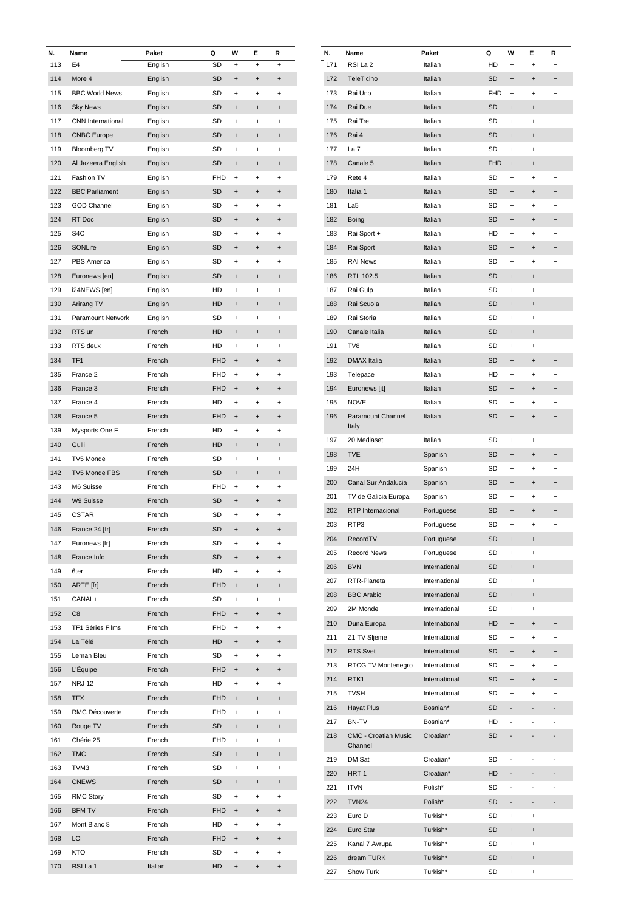| N. | Name | Paket | Q | W | E | R |
|---|---|---|---|---|---|---|
| 113 | E4 | English | SD | + | + | + |
| 114 | More 4 | English | SD | + | + | + |
| 115 | BBC World News | English | SD | + | + | + |
| 116 | Sky News | English | SD | + | + | + |
| 117 | CNN International | English | SD | + | + | + |
| 118 | CNBC Europe | English | SD | + | + | + |
| 119 | Bloomberg TV | English | SD | + | + | + |
| 120 | Al Jazeera English | English | SD | + | + | + |
| 121 | Fashion TV | English | FHD | + | + | + |
| 122 | BBC Parliament | English | SD | + | + | + |
| 123 | GOD Channel | English | SD | + | + | + |
| 124 | RT Doc | English | SD | + | + | + |
| 125 | S4C | English | SD | + | + | + |
| 126 | SONLife | English | SD | + | + | + |
| 127 | PBS America | English | SD | + | + | + |
| 128 | Euronews [en] | English | SD | + | + | + |
| 129 | i24NEWS [en] | English | HD | + | + | + |
| 130 | Arirang TV | English | HD | + | + | + |
| 131 | Paramount Network | English | SD | + | + | + |
| 132 | RTS un | French | HD | + | + | + |
| 133 | RTS deux | French | HD | + | + | + |
| 134 | TF1 | French | FHD | + | + | + |
| 135 | France 2 | French | FHD | + | + | + |
| 136 | France 3 | French | FHD | + | + | + |
| 137 | France 4 | French | HD | + | + | + |
| 138 | France 5 | French | FHD | + | + | + |
| 139 | Mysports One F | French | HD | + | + | + |
| 140 | Gulli | French | HD | + | + | + |
| 141 | TV5 Monde | French | SD | + | + | + |
| 142 | TV5 Monde FBS | French | SD | + | + | + |
| 143 | M6 Suisse | French | FHD | + | + | + |
| 144 | W9 Suisse | French | SD | + | + | + |
| 145 | CSTAR | French | SD | + | + | + |
| 146 | France 24 [fr] | French | SD | + | + | + |
| 147 | Euronews [fr] | French | SD | + | + | + |
| 148 | France Info | French | SD | + | + | + |
| 149 | 6ter | French | HD | + | + | + |
| 150 | ARTE [fr] | French | FHD | + | + | + |
| 151 | CANAL+ | French | SD | + | + | + |
| 152 | C8 | French | FHD | + | + | + |
| 153 | TF1 Séries Films | French | FHD | + | + | + |
| 154 | La Télé | French | HD | + | + | + |
| 155 | Leman Bleu | French | SD | + | + | + |
| 156 | L'Équipe | French | FHD | + | + | + |
| 157 | NRJ 12 | French | HD | + | + | + |
| 158 | TFX | French | FHD | + | + | + |
| 159 | RMC Découverte | French | FHD | + | + | + |
| 160 | Rouge TV | French | SD | + | + | + |
| 161 | Chérie 25 | French | FHD | + | + | + |
| 162 | TMC | French | SD | + | + | + |
| 163 | TVM3 | French | SD | + | + | + |
| 164 | CNEWS | French | SD | + | + | + |
| 165 | RMC Story | French | SD | + | + | + |
| 166 | BFM TV | French | FHD | + | + | + |
| 167 | Mont Blanc 8 | French | HD | + | + | + |
| 168 | LCI | French | FHD | + | + | + |
| 169 | KTO | French | SD | + | + | + |
| 170 | RSI La 1 | Italian | HD | + | + | + |
| 171 | RSI La 2 | Italian | HD | + | + | + |
| 172 | TeleTicino | Italian | SD | + | + | + |
| 173 | Rai Uno | Italian | FHD | + | + | + |
| 174 | Rai Due | Italian | SD | + | + | + |
| 175 | Rai Tre | Italian | SD | + | + | + |
| 176 | Rai 4 | Italian | SD | + | + | + |
| 177 | La 7 | Italian | SD | + | + | + |
| 178 | Canale 5 | Italian | FHD | + | + | + |
| 179 | Rete 4 | Italian | SD | + | + | + |
| 180 | Italia 1 | Italian | SD | + | + | + |
| 181 | La5 | Italian | SD | + | + | + |
| 182 | Boing | Italian | SD | + | + | + |
| 183 | Rai Sport + | Italian | HD | + | + | + |
| 184 | Rai Sport | Italian | SD | + | + | + |
| 185 | RAI News | Italian | SD | + | + | + |
| 186 | RTL 102.5 | Italian | SD | + | + | + |
| 187 | Rai Gulp | Italian | SD | + | + | + |
| 188 | Rai Scuola | Italian | SD | + | + | + |
| 189 | Rai Storia | Italian | SD | + | + | + |
| 190 | Canale Italia | Italian | SD | + | + | + |
| 191 | TV8 | Italian | SD | + | + | + |
| 192 | DMAX Italia | Italian | SD | + | + | + |
| 193 | Telepace | Italian | HD | + | + | + |
| 194 | Euronews [it] | Italian | SD | + | + | + |
| 195 | NOVE | Italian | SD | + | + | + |
| 196 | Paramount Channel Italy | Italian | SD | + | + | + |
| 197 | 20 Mediaset | Italian | SD | + | + | + |
| 198 | TVE | Spanish | SD | + | + | + |
| 199 | 24H | Spanish | SD | + | + | + |
| 200 | Canal Sur Andalucia | Spanish | SD | + | + | + |
| 201 | TV de Galicia Europa | Spanish | SD | + | + | + |
| 202 | RTP Internacional | Portuguese | SD | + | + | + |
| 203 | RTP3 | Portuguese | SD | + | + | + |
| 204 | RecordTV | Portuguese | SD | + | + | + |
| 205 | Record News | Portuguese | SD | + | + | + |
| 206 | BVN | International | SD | + | + | + |
| 207 | RTR-Planeta | International | SD | + | + | + |
| 208 | BBC Arabic | International | SD | + | + | + |
| 209 | 2M Monde | International | SD | + | + | + |
| 210 | Duna Europa | International | HD | + | + | + |
| 211 | Z1 TV Sljeme | International | SD | + | + | + |
| 212 | RTS Svet | International | SD | + | + | + |
| 213 | RTCG TV Montenegro | International | SD | + | + | + |
| 214 | RTK1 | International | SD | + | + | + |
| 215 | TVSH | International | SD | + | + | + |
| 216 | Hayat Plus | Bosnian* | SD | - | - | - |
| 217 | BN-TV | Bosnian* | HD | - | - | - |
| 218 | CMC - Croatian Music Channel | Croatian* | SD | - | - | - |
| 219 | DM Sat | Croatian* | SD | - | - | - |
| 220 | HRT 1 | Croatian* | HD | - | - | - |
| 221 | ITVN | Polish* | SD | - | - | - |
| 222 | TVN24 | Polish* | SD | - | - | - |
| 223 | Euro D | Turkish* | SD | + | + | + |
| 224 | Euro Star | Turkish* | SD | + | + | + |
| 225 | Kanal 7 Avrupa | Turkish* | SD | + | + | + |
| 226 | dream TURK | Turkish* | SD | + | + | + |
| 227 | Show Turk | Turkish* | SD | + | + | + |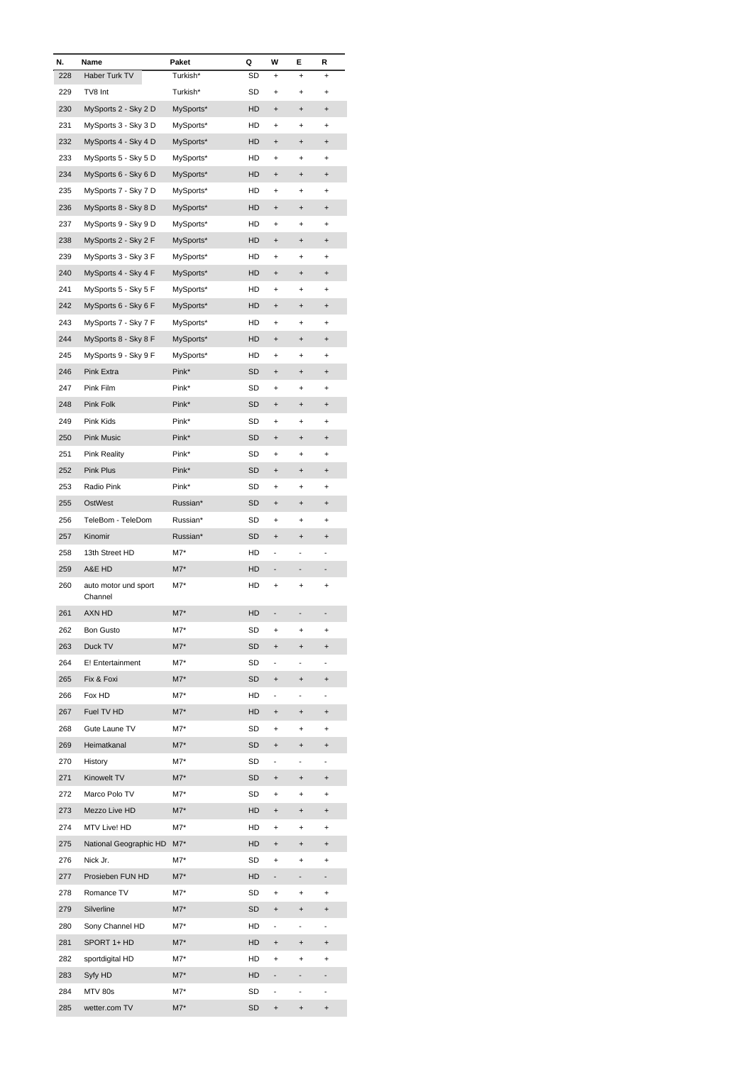| N. | Name | Paket | Q | W | E | R |
|---|---|---|---|---|---|---|
| 228 | Haber Turk TV | Turkish* | SD | + | + | + |
| 229 | TV8 Int | Turkish* | SD | + | + | + |
| 230 | MySports 2 - Sky 2 D | MySports* | HD | + | + | + |
| 231 | MySports 3 - Sky 3 D | MySports* | HD | + | + | + |
| 232 | MySports 4 - Sky 4 D | MySports* | HD | + | + | + |
| 233 | MySports 5 - Sky 5 D | MySports* | HD | + | + | + |
| 234 | MySports 6 - Sky 6 D | MySports* | HD | + | + | + |
| 235 | MySports 7 - Sky 7 D | MySports* | HD | + | + | + |
| 236 | MySports 8 - Sky 8 D | MySports* | HD | + | + | + |
| 237 | MySports 9 - Sky 9 D | MySports* | HD | + | + | + |
| 238 | MySports 2 - Sky 2 F | MySports* | HD | + | + | + |
| 239 | MySports 3 - Sky 3 F | MySports* | HD | + | + | + |
| 240 | MySports 4 - Sky 4 F | MySports* | HD | + | + | + |
| 241 | MySports 5 - Sky 5 F | MySports* | HD | + | + | + |
| 242 | MySports 6 - Sky 6 F | MySports* | HD | + | + | + |
| 243 | MySports 7 - Sky 7 F | MySports* | HD | + | + | + |
| 244 | MySports 8 - Sky 8 F | MySports* | HD | + | + | + |
| 245 | MySports 9 - Sky 9 F | MySports* | HD | + | + | + |
| 246 | Pink Extra | Pink* | SD | + | + | + |
| 247 | Pink Film | Pink* | SD | + | + | + |
| 248 | Pink Folk | Pink* | SD | + | + | + |
| 249 | Pink Kids | Pink* | SD | + | + | + |
| 250 | Pink Music | Pink* | SD | + | + | + |
| 251 | Pink Reality | Pink* | SD | + | + | + |
| 252 | Pink Plus | Pink* | SD | + | + | + |
| 253 | Radio Pink | Pink* | SD | + | + | + |
| 255 | OstWest | Russian* | SD | + | + | + |
| 256 | TeleBom - TeleDom | Russian* | SD | + | + | + |
| 257 | Kinomir | Russian* | SD | + | + | + |
| 258 | 13th Street HD | M7* | HD | - | - | - |
| 259 | A&E HD | M7* | HD | - | - | - |
| 260 | auto motor und sport Channel | M7* | HD | + | + | + |
| 261 | AXN HD | M7* | HD | - | - | - |
| 262 | Bon Gusto | M7* | SD | + | + | + |
| 263 | Duck TV | M7* | SD | + | + | + |
| 264 | E! Entertainment | M7* | SD | - | - | - |
| 265 | Fix & Foxi | M7* | SD | + | + | + |
| 266 | Fox HD | M7* | HD | - | - | - |
| 267 | Fuel TV HD | M7* | HD | + | + | + |
| 268 | Gute Laune TV | M7* | SD | + | + | + |
| 269 | Heimatkanal | M7* | SD | + | + | + |
| 270 | History | M7* | SD | - | - | - |
| 271 | Kinowelt TV | M7* | SD | + | + | + |
| 272 | Marco Polo TV | M7* | SD | + | + | + |
| 273 | Mezzo Live HD | M7* | HD | + | + | + |
| 274 | MTV Live! HD | M7* | HD | + | + | + |
| 275 | National Geographic HD | M7* | HD | + | + | + |
| 276 | Nick Jr. | M7* | SD | + | + | + |
| 277 | Prosieben FUN HD | M7* | HD | - | - | - |
| 278 | Romance TV | M7* | SD | + | + | + |
| 279 | Silverline | M7* | SD | + | + | + |
| 280 | Sony Channel HD | M7* | HD | - | - | - |
| 281 | SPORT 1+ HD | M7* | HD | + | + | + |
| 282 | sportdigital HD | M7* | HD | + | + | + |
| 283 | Syfy HD | M7* | HD | - | - | - |
| 284 | MTV 80s | M7* | SD | - | - | - |
| 285 | wetter.com TV | M7* | SD | + | + | + |